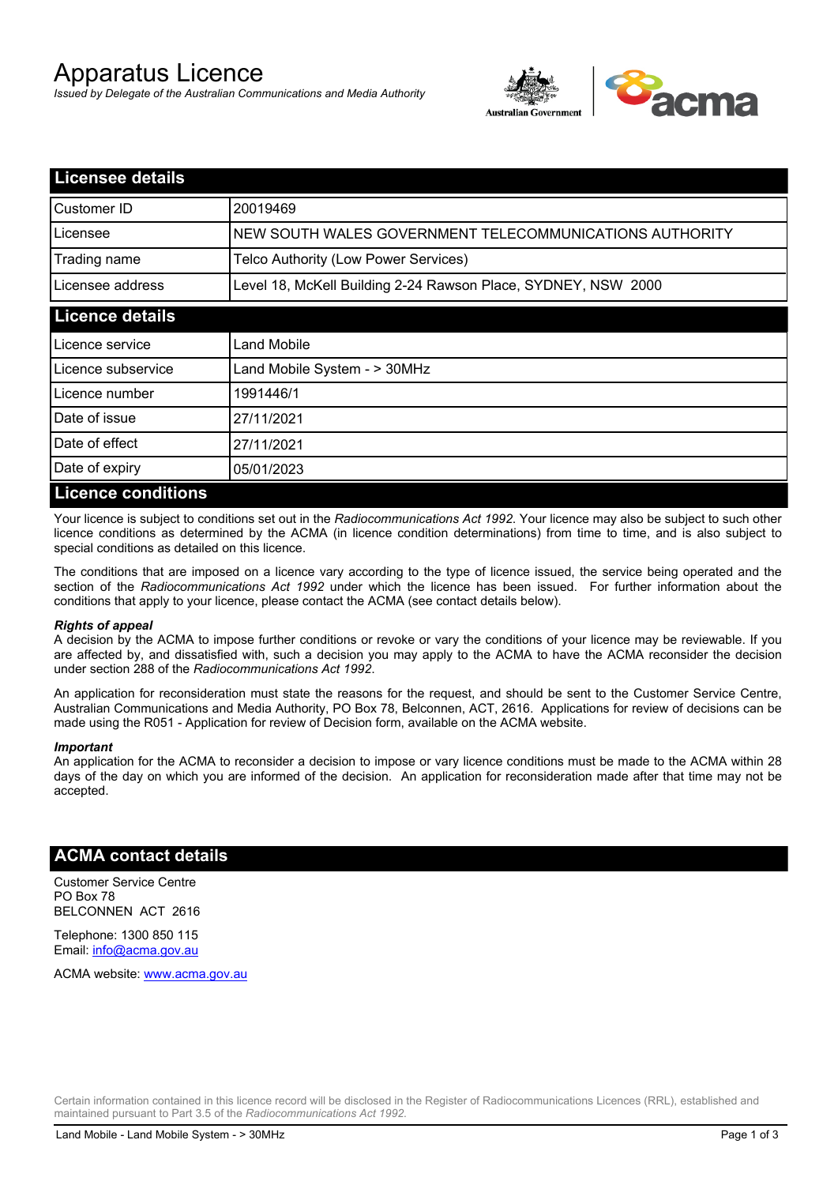# Apparatus Licence

*Issued by Delegate of the Australian Communications and Media Authority*

## Licensee details

| | |
|---|---|
| Customer ID | 20019469 |
| Licensee | NEW SOUTH WALES GOVERNMENT TELECOMMUNICATIONS AUTHORITY |
| Trading name | Telco Authority (Low Power Services) |
| Licensee address | Level 18, McKell Building 2-24 Rawson Place, SYDNEY, NSW 2000 |

## Licence details

| | |
|---|---|
| Licence service | Land Mobile |
| Licence subservice | Land Mobile System - > 30MHz |
| Licence number | 1991446/1 |
| Date of issue | 27/11/2021 |
| Date of effect | 27/11/2021 |
| Date of expiry | 05/01/2023 |

## Licence conditions

Your licence is subject to conditions set out in the *Radiocommunications Act 1992*. Your licence may also be subject to such other licence conditions as determined by the ACMA (in licence condition determinations) from time to time, and is also subject to special conditions as detailed on this licence.

The conditions that are imposed on a licence vary according to the type of licence issued, the service being operated and the section of the *Radiocommunications Act 1992* under which the licence has been issued. For further information about the conditions that apply to your licence, please contact the ACMA (see contact details below).

***Rights of appeal***

A decision by the ACMA to impose further conditions or revoke or vary the conditions of your licence may be reviewable. If you are affected by, and dissatisfied with, such a decision you may apply to the ACMA to have the ACMA reconsider the decision under section 288 of the *Radiocommunications Act 1992*.

An application for reconsideration must state the reasons for the request, and should be sent to the Customer Service Centre, Australian Communications and Media Authority, PO Box 78, Belconnen, ACT, 2616. Applications for review of decisions can be made using the R051 - Application for review of Decision form, available on the ACMA website.

***Important***

An application for the ACMA to reconsider a decision to impose or vary licence conditions must be made to the ACMA within 28 days of the day on which you are informed of the decision. An application for reconsideration made after that time may not be accepted.

## ACMA contact details

Customer Service Centre
PO Box 78
BELCONNEN ACT 2616

Telephone: 1300 850 115
Email: info@acma.gov.au

ACMA website: www.acma.gov.au

Certain information contained in this licence record will be disclosed in the Register of Radiocommunications Licences (RRL), established and maintained pursuant to Part 3.5 of the *Radiocommunications Act 1992.*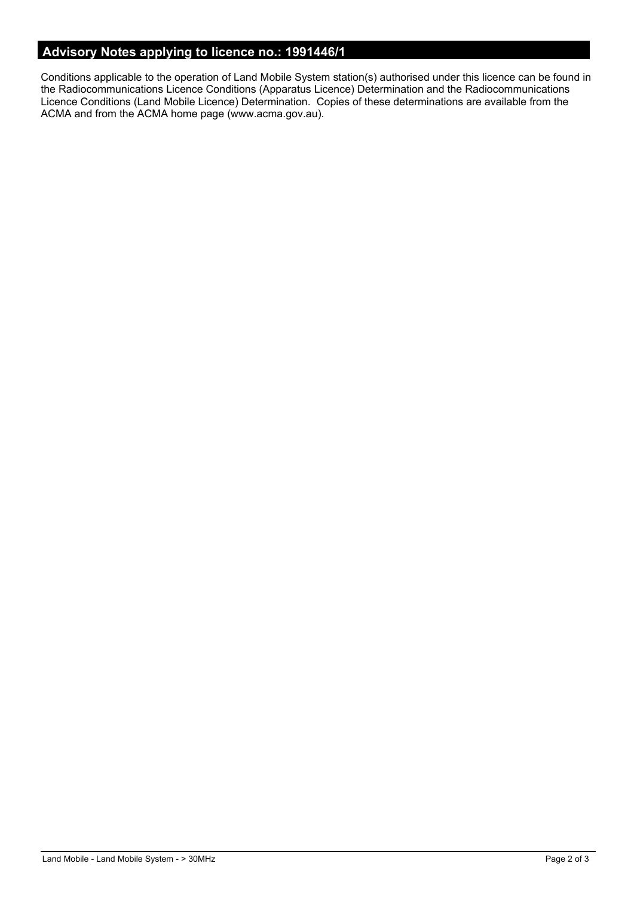## Advisory Notes applying to licence no.: 1991446/1

Conditions applicable to the operation of Land Mobile System station(s) authorised under this licence can be found in the Radiocommunications Licence Conditions (Apparatus Licence) Determination and the Radiocommunications Licence Conditions (Land Mobile Licence) Determination. Copies of these determinations are available from the ACMA and from the ACMA home page (www.acma.gov.au).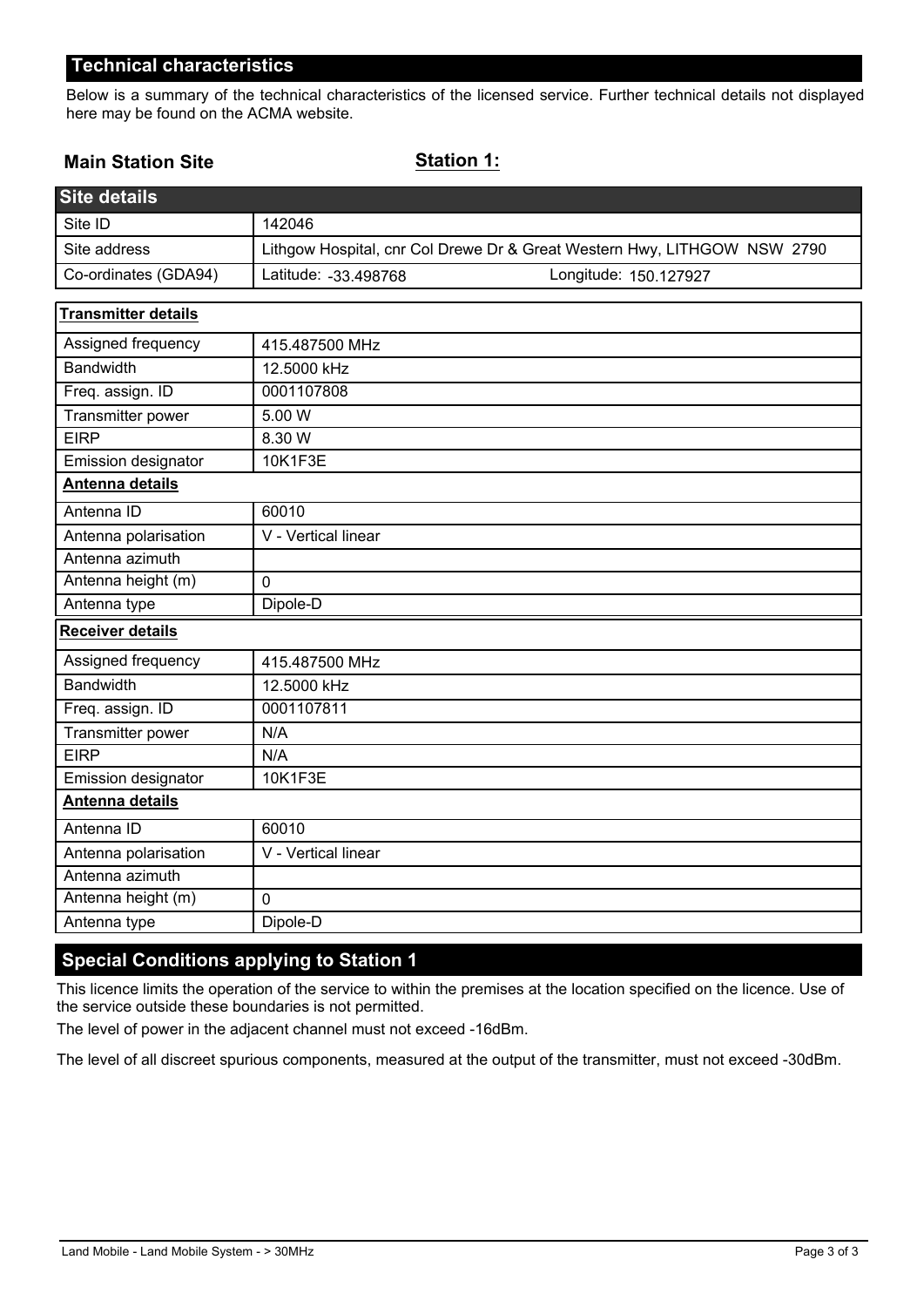## Technical characteristics

Below is a summary of the technical characteristics of the licensed service. Further technical details not displayed here may be found on the ACMA website.

**Main Station Site** **Station 1:**

| Site details | |
|---|---|
| Site ID | 142046 |
| Site address | Lithgow Hospital, cnr Col Drewe Dr & Great Western Hwy, LITHGOW NSW 2790 |
| Co-ordinates (GDA94) | Latitude: -33.498768 Longitude: 150.127927 |

| **Transmitter details** | |
|---|---|
| Assigned frequency | 415.487500 MHz |
| Bandwidth | 12.5000 kHz |
| Freq. assign. ID | 0001107808 |
| Transmitter power | 5.00 W |
| EIRP | 8.30 W |
| Emission designator | 10K1F3E |
| **Antenna details** | |
| Antenna ID | 60010 |
| Antenna polarisation | V - Vertical linear |
| Antenna azimuth | |
| Antenna height (m) | 0 |
| Antenna type | Dipole-D |
| **Receiver details** | |
| Assigned frequency | 415.487500 MHz |
| Bandwidth | 12.5000 kHz |
| Freq. assign. ID | 0001107811 |
| Transmitter power | N/A |
| EIRP | N/A |
| Emission designator | 10K1F3E |
| **Antenna details** | |
| Antenna ID | 60010 |
| Antenna polarisation | V - Vertical linear |
| Antenna azimuth | |
| Antenna height (m) | 0 |
| Antenna type | Dipole-D |

## Special Conditions applying to Station 1

This licence limits the operation of the service to within the premises at the location specified on the licence. Use of the service outside these boundaries is not permitted.

The level of power in the adjacent channel must not exceed -16dBm.

The level of all discreet spurious components, measured at the output of the transmitter, must not exceed -30dBm.